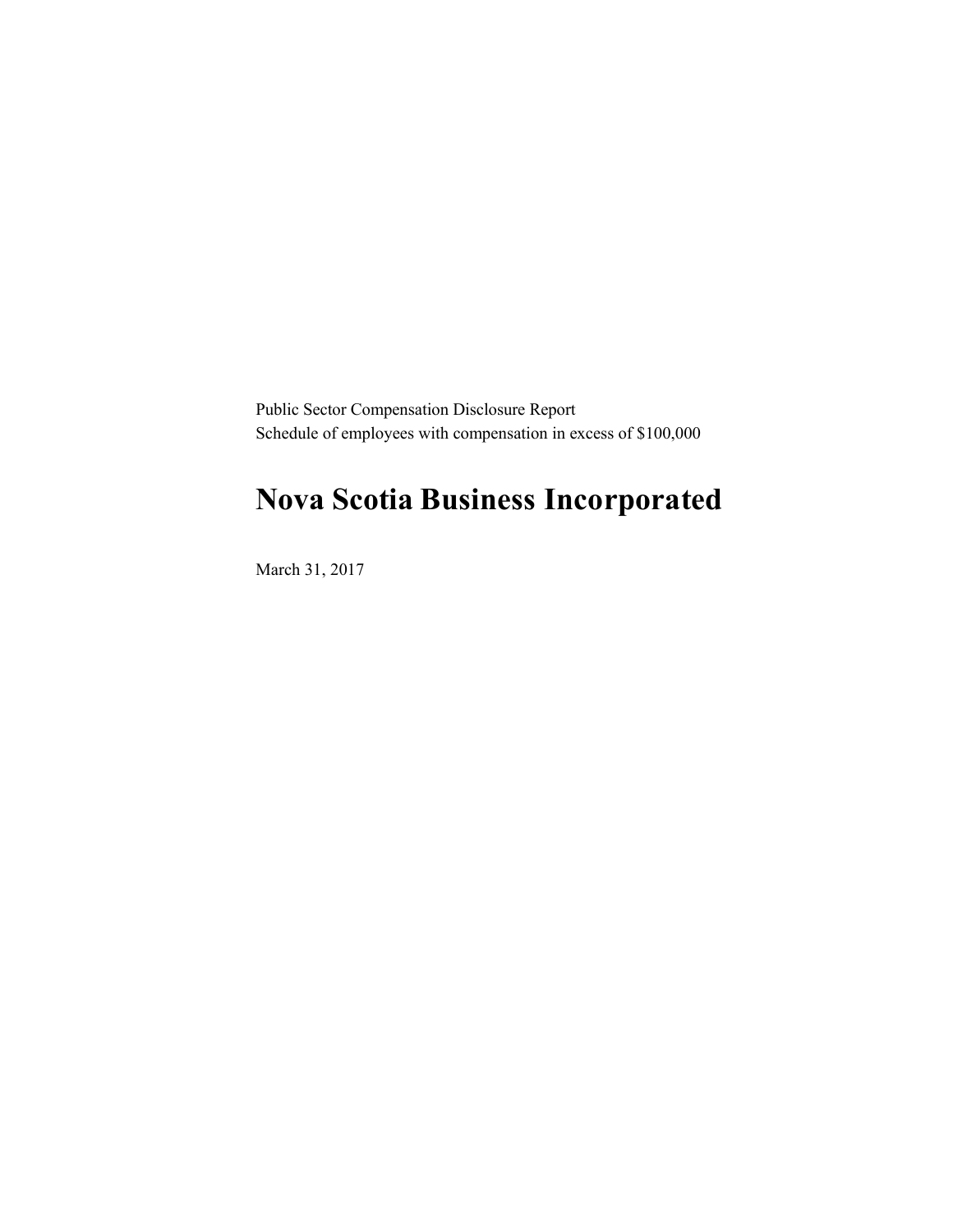Public Sector Compensation Disclosure Report
Schedule of employees with compensation in excess of $100,000

# Nova Scotia Business Incorporated

March 31, 2017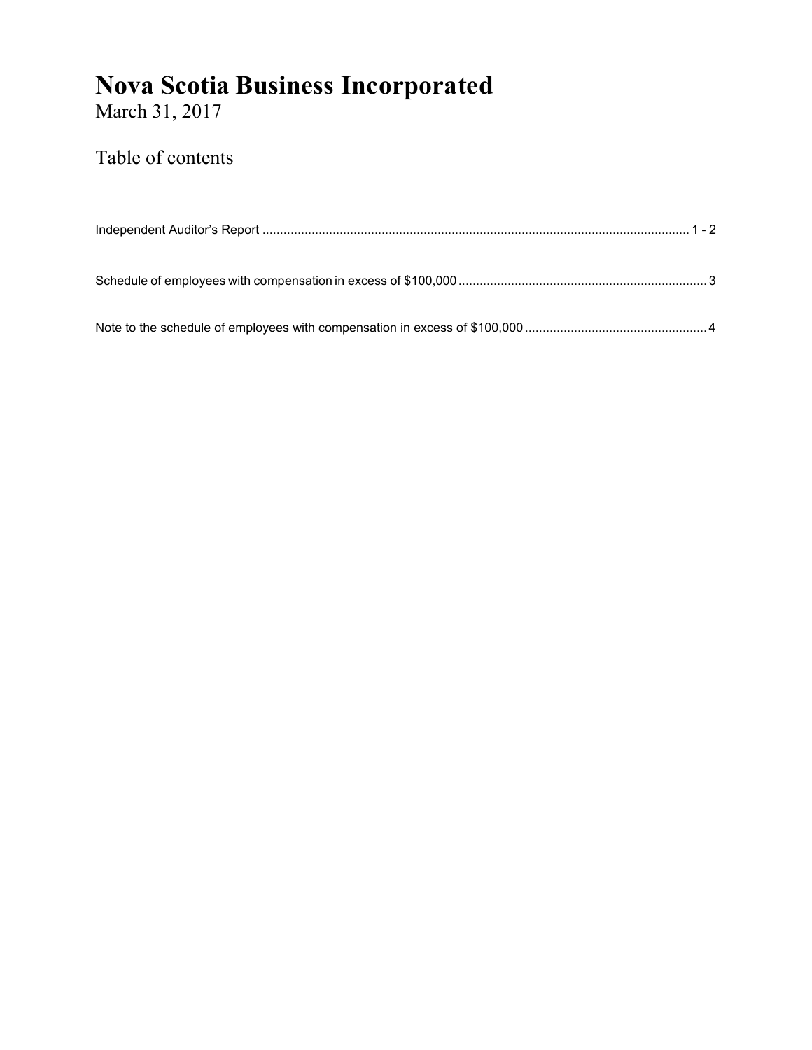# Nova Scotia Business Incorporated

March 31, 2017

## Table of contents

Independent Auditor's Report ........................................................................................................................ 1 - 2

Schedule of employees with compensation in excess of $100,000 ...................................................................... 3

Note to the schedule of employees with compensation in excess of $100,000 .................................................... 4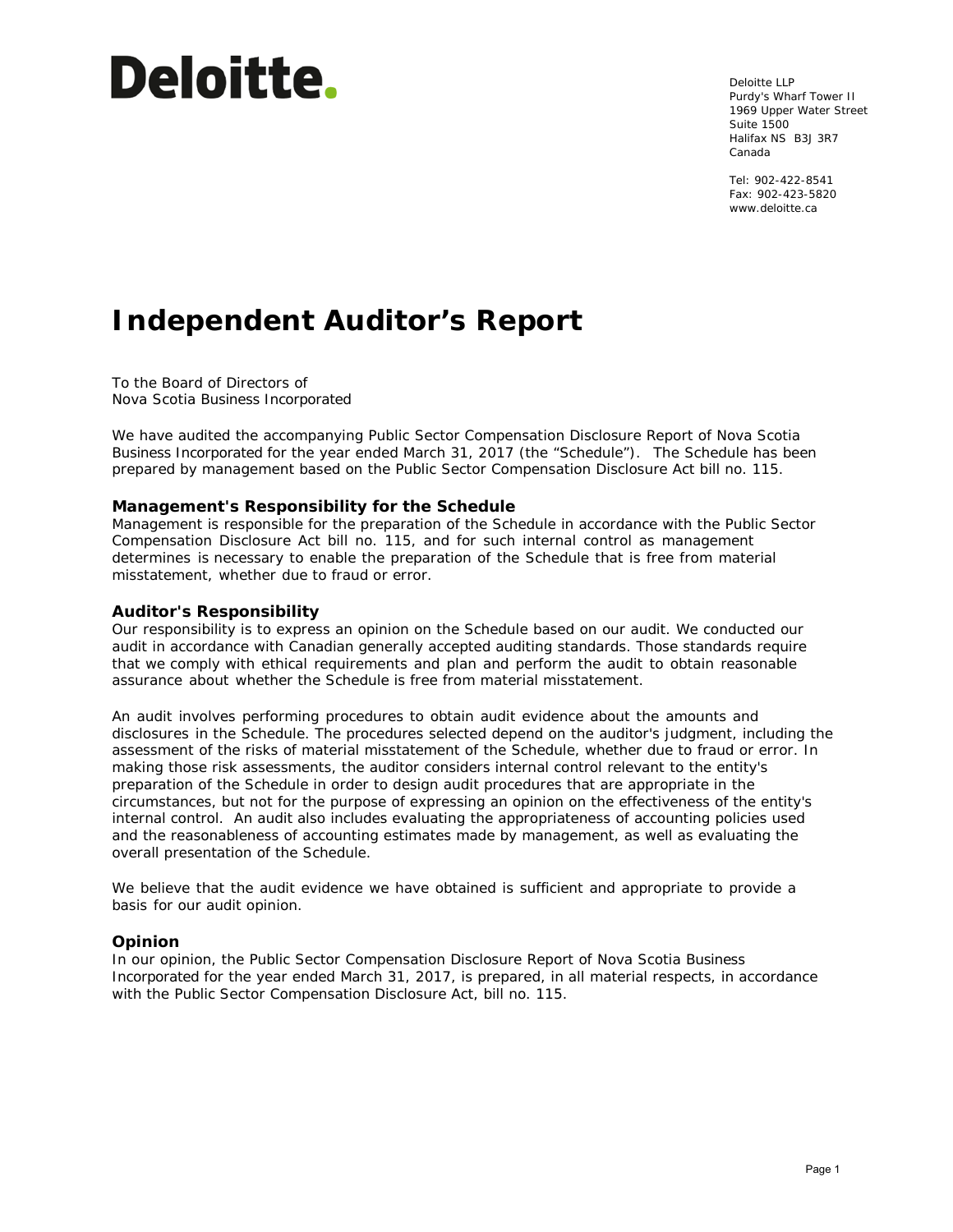Deloitte.

Deloitte LLP
Purdy's Wharf Tower II
1969 Upper Water Street
Suite 1500
Halifax NS B3J 3R7
Canada

Tel: 902-422-8541
Fax: 902-423-5820
www.deloitte.ca

# Independent Auditor's Report

To the Board of Directors of
Nova Scotia Business Incorporated

We have audited the accompanying Public Sector Compensation Disclosure Report of Nova Scotia Business Incorporated for the year ended March 31, 2017 (the "Schedule"). The Schedule has been prepared by management based on the Public Sector Compensation Disclosure Act bill no. 115.

### Management's Responsibility for the Schedule

Management is responsible for the preparation of the Schedule in accordance with the Public Sector Compensation Disclosure Act bill no. 115, and for such internal control as management determines is necessary to enable the preparation of the Schedule that is free from material misstatement, whether due to fraud or error.

### Auditor's Responsibility

Our responsibility is to express an opinion on the Schedule based on our audit. We conducted our audit in accordance with Canadian generally accepted auditing standards. Those standards require that we comply with ethical requirements and plan and perform the audit to obtain reasonable assurance about whether the Schedule is free from material misstatement.

An audit involves performing procedures to obtain audit evidence about the amounts and disclosures in the Schedule. The procedures selected depend on the auditor's judgment, including the assessment of the risks of material misstatement of the Schedule, whether due to fraud or error. In making those risk assessments, the auditor considers internal control relevant to the entity's preparation of the Schedule in order to design audit procedures that are appropriate in the circumstances, but not for the purpose of expressing an opinion on the effectiveness of the entity's internal control. An audit also includes evaluating the appropriateness of accounting policies used and the reasonableness of accounting estimates made by management, as well as evaluating the overall presentation of the Schedule.

We believe that the audit evidence we have obtained is sufficient and appropriate to provide a basis for our audit opinion.

### Opinion

In our opinion, the Public Sector Compensation Disclosure Report of Nova Scotia Business Incorporated for the year ended March 31, 2017, is prepared, in all material respects, in accordance with the Public Sector Compensation Disclosure Act, bill no. 115.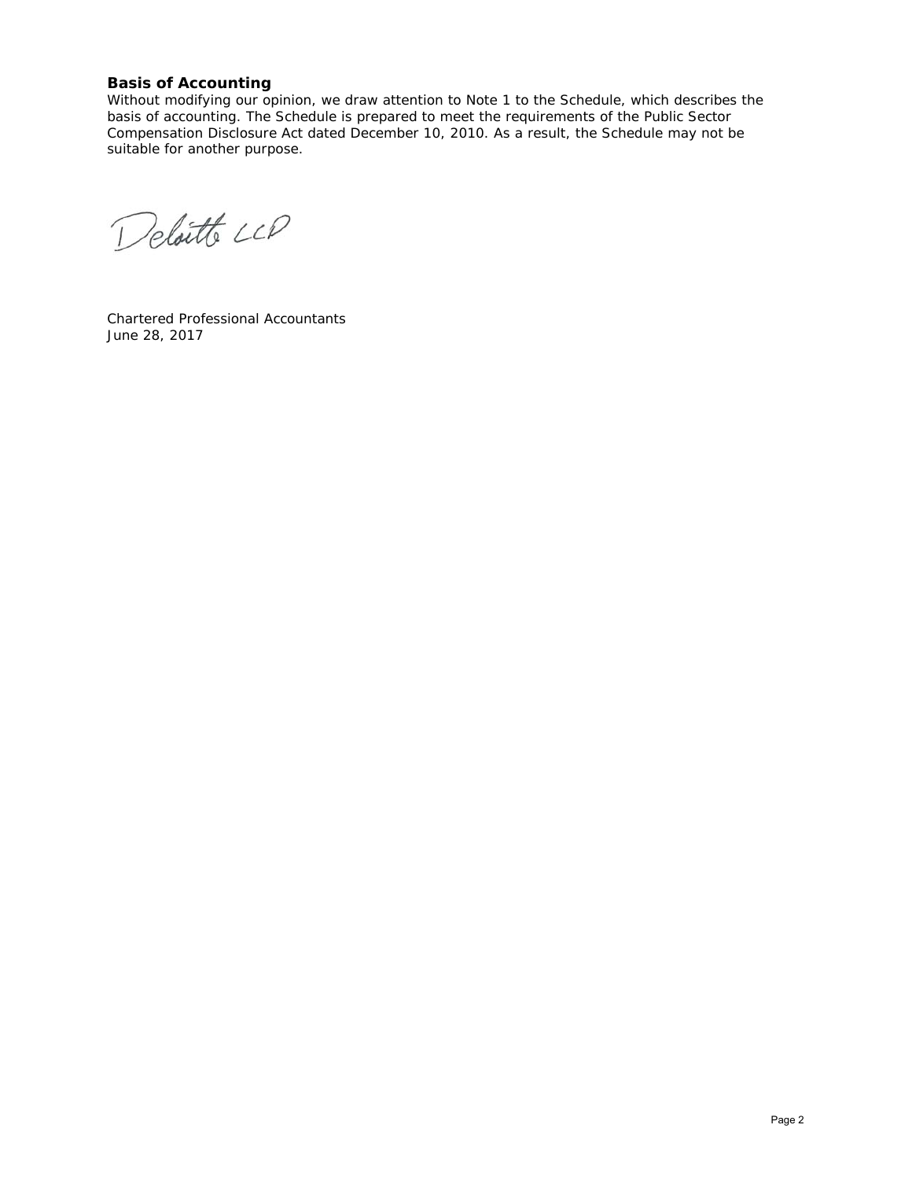### Basis of Accounting

Without modifying our opinion, we draw attention to Note 1 to the Schedule, which describes the basis of accounting. The Schedule is prepared to meet the requirements of the Public Sector Compensation Disclosure Act dated December 10, 2010. As a result, the Schedule may not be suitable for another purpose.

Deloitte LLP

Chartered Professional Accountants
June 28, 2017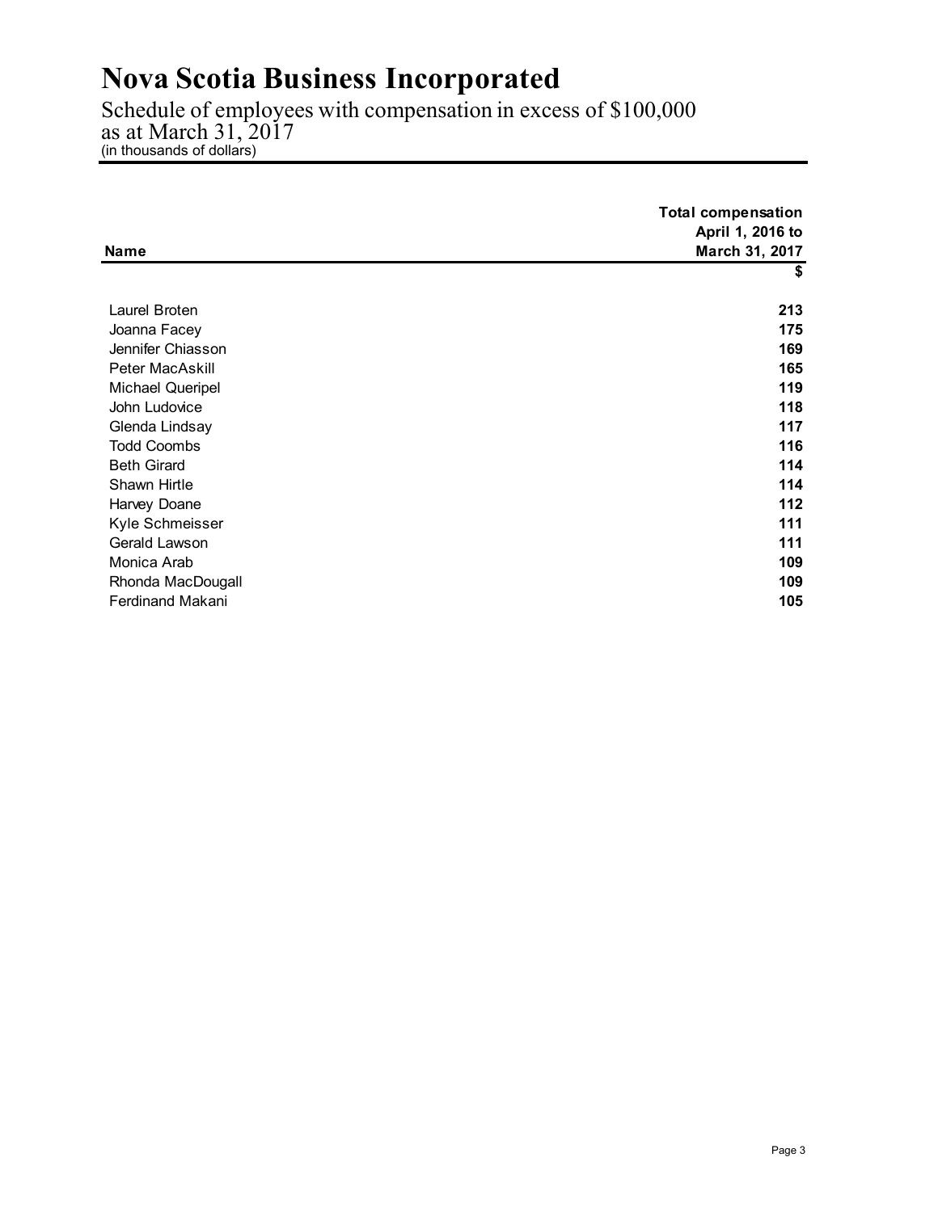# Nova Scotia Business Incorporated

Schedule of employees with compensation in excess of $100,000
as at March 31, 2017
(in thousands of dollars)

| Name | Total compensation April 1, 2016 to March 31, 2017 |
|---|---|
| | $ |
| Laurel Broten | 213 |
| Joanna Facey | 175 |
| Jennifer Chiasson | 169 |
| Peter MacAskill | 165 |
| Michael Queripel | 119 |
| John Ludovice | 118 |
| Glenda Lindsay | 117 |
| Todd Coombs | 116 |
| Beth Girard | 114 |
| Shawn Hirtle | 114 |
| Harvey Doane | 112 |
| Kyle Schmeisser | 111 |
| Gerald Lawson | 111 |
| Monica Arab | 109 |
| Rhonda MacDougall | 109 |
| Ferdinand Makani | 105 |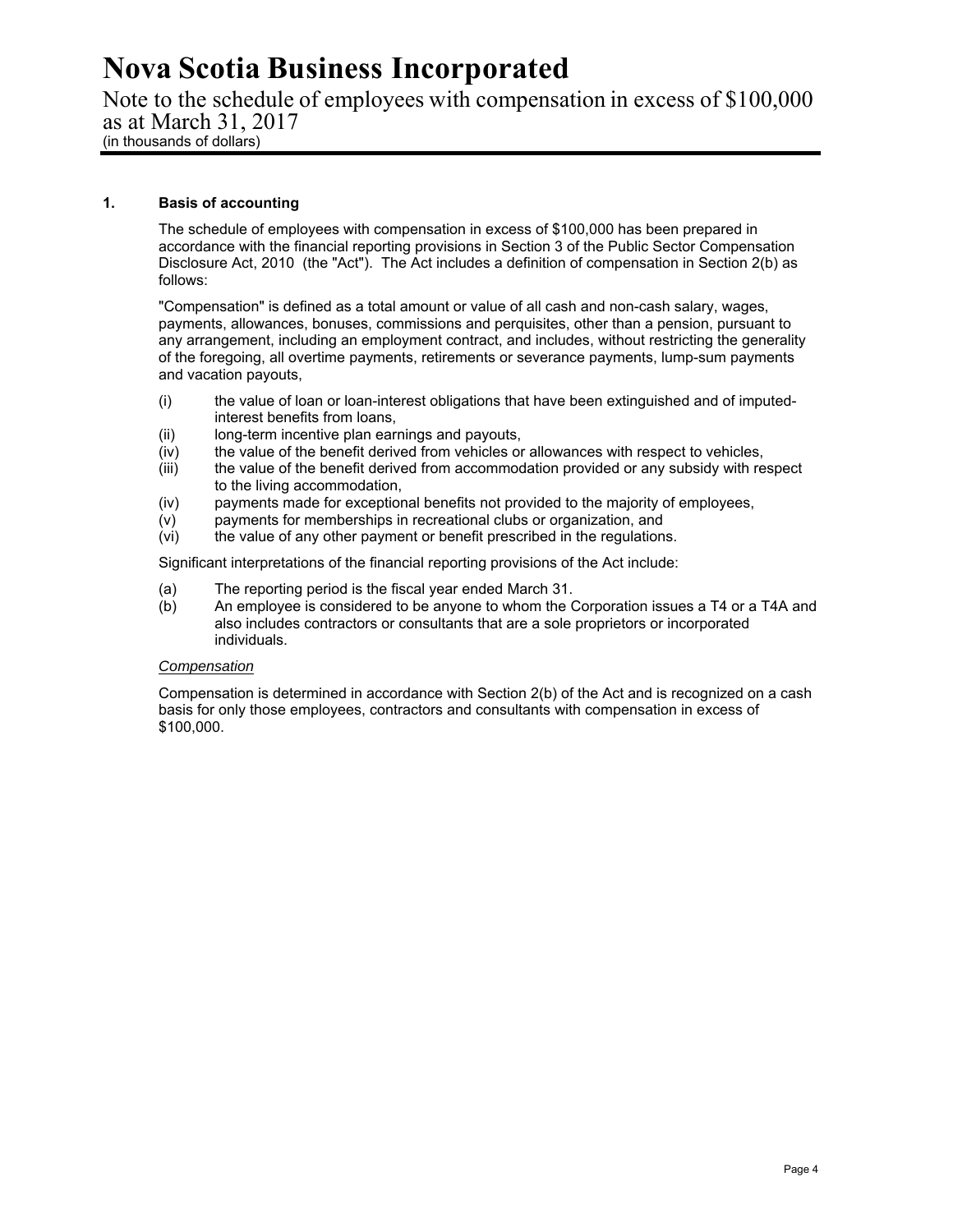# Nova Scotia Business Incorporated

Note to the schedule of employees with compensation in excess of $100,000 as at March 31, 2017
(in thousands of dollars)

**1. Basis of accounting**

The schedule of employees with compensation in excess of $100,000 has been prepared in accordance with the financial reporting provisions in Section 3 of the Public Sector Compensation Disclosure Act, 2010 (the "Act"). The Act includes a definition of compensation in Section 2(b) as follows:

"Compensation" is defined as a total amount or value of all cash and non-cash salary, wages, payments, allowances, bonuses, commissions and perquisites, other than a pension, pursuant to any arrangement, including an employment contract, and includes, without restricting the generality of the foregoing, all overtime payments, retirements or severance payments, lump-sum payments and vacation payouts,

- (i) the value of loan or loan-interest obligations that have been extinguished and of imputed-interest benefits from loans,
- (ii) long-term incentive plan earnings and payouts,
- (iv) the value of the benefit derived from vehicles or allowances with respect to vehicles,
- (iii) the value of the benefit derived from accommodation provided or any subsidy with respect to the living accommodation,
- (iv) payments made for exceptional benefits not provided to the majority of employees,
- (v) payments for memberships in recreational clubs or organization, and
- (vi) the value of any other payment or benefit prescribed in the regulations.

Significant interpretations of the financial reporting provisions of the Act include:

- (a) The reporting period is the fiscal year ended March 31.
- (b) An employee is considered to be anyone to whom the Corporation issues a T4 or a T4A and also includes contractors or consultants that are a sole proprietors or incorporated individuals.

*Compensation*

Compensation is determined in accordance with Section 2(b) of the Act and is recognized on a cash basis for only those employees, contractors and consultants with compensation in excess of $100,000.